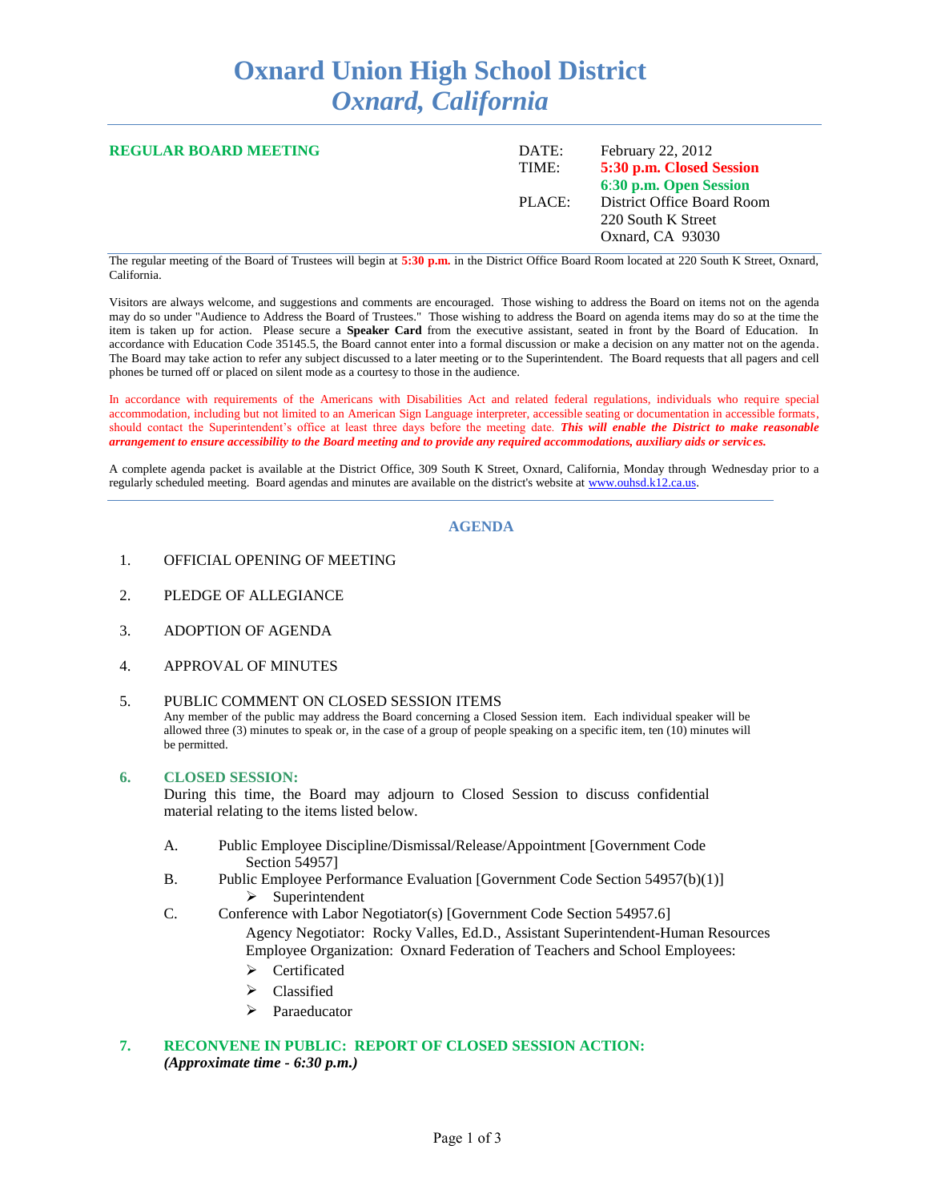# Oxnard Union High School District
## *Oxnard, California*

**REGULAR BOARD MEETING**

| | |
|---|---|
| DATE: | February 22, 2012 |
| TIME: | **5:30 p.m. Closed Session** |
| | **6:30 p.m. Open Session** |
| PLACE: | District Office Board Room |
| | 220 South K Street |
| | Oxnard, CA 93030 |

The regular meeting of the Board of Trustees will begin at **5:30 p.m.** in the District Office Board Room located at 220 South K Street, Oxnard, California.

Visitors are always welcome, and suggestions and comments are encouraged. Those wishing to address the Board on items not on the agenda may do so under "Audience to Address the Board of Trustees." Those wishing to address the Board on agenda items may do so at the time the item is taken up for action. Please secure a **Speaker Card** from the executive assistant, seated in front by the Board of Education. In accordance with Education Code 35145.5, the Board cannot enter into a formal discussion or make a decision on any matter not on the agenda. The Board may take action to refer any subject discussed to a later meeting or to the Superintendent. The Board requests that all pagers and cell phones be turned off or placed on silent mode as a courtesy to those in the audience.

In accordance with requirements of the Americans with Disabilities Act and related federal regulations, individuals who require special accommodation, including but not limited to an American Sign Language interpreter, accessible seating or documentation in accessible formats, should contact the Superintendent's office at least three days before the meeting date. ***This will enable the District to make reasonable arrangement to ensure accessibility to the Board meeting and to provide any required accommodations, auxiliary aids or services.***

A complete agenda packet is available at the District Office, 309 South K Street, Oxnard, California, Monday through Wednesday prior to a regularly scheduled meeting. Board agendas and minutes are available on the district's website at www.ouhsd.k12.ca.us.

## AGENDA

1. OFFICIAL OPENING OF MEETING

2. PLEDGE OF ALLEGIANCE

3. ADOPTION OF AGENDA

4. APPROVAL OF MINUTES

5. PUBLIC COMMENT ON CLOSED SESSION ITEMS
   Any member of the public may address the Board concerning a Closed Session item. Each individual speaker will be allowed three (3) minutes to speak or, in the case of a group of people speaking on a specific item, ten (10) minutes will be permitted.

6. **CLOSED SESSION:**
   During this time, the Board may adjourn to Closed Session to discuss confidential material relating to the items listed below.

   A. Public Employee Discipline/Dismissal/Release/Appointment [Government Code Section 54957]

   B. Public Employee Performance Evaluation [Government Code Section 54957(b)(1)]
      - Superintendent

   C. Conference with Labor Negotiator(s) [Government Code Section 54957.6]
      Agency Negotiator: Rocky Valles, Ed.D., Assistant Superintendent-Human Resources
      Employee Organization: Oxnard Federation of Teachers and School Employees:
      - Certificated
      - Classified
      - Paraeducator

7. **RECONVENE IN PUBLIC: REPORT OF CLOSED SESSION ACTION:**
   ***(Approximate time - 6:30 p.m.)***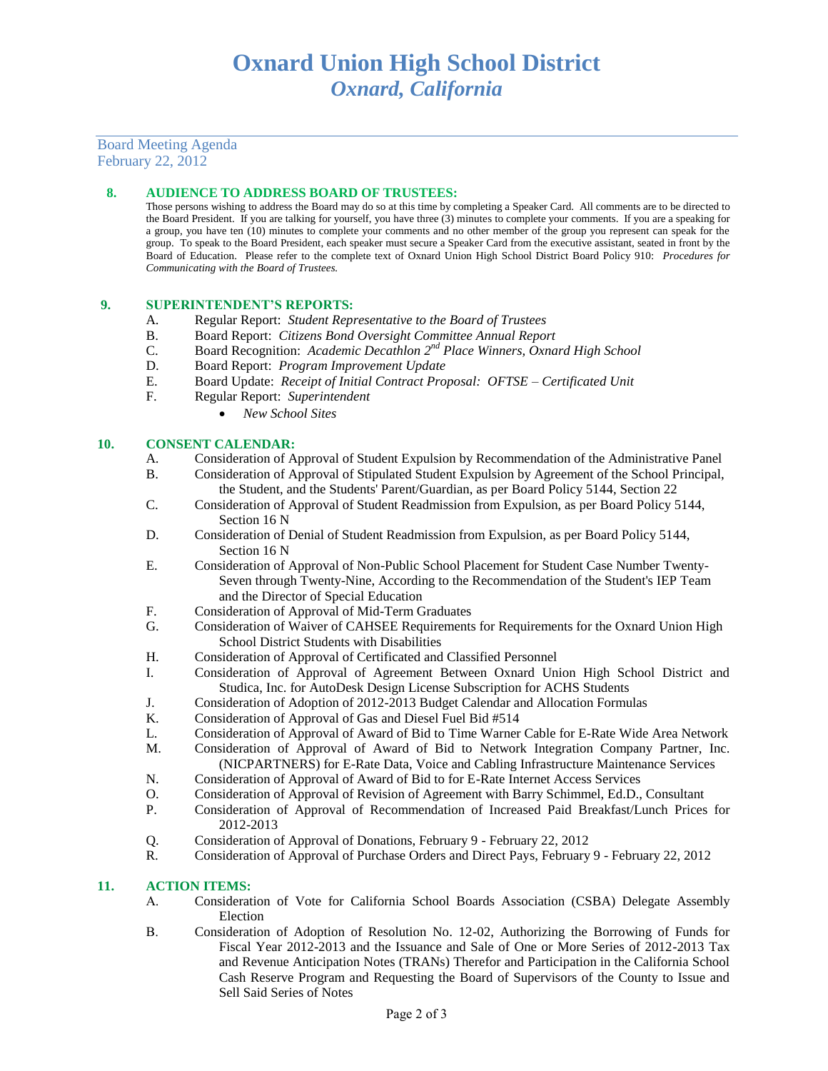# Oxnard Union High School District
## *Oxnard, California*

Board Meeting Agenda
February 22, 2012

### 8. AUDIENCE TO ADDRESS BOARD OF TRUSTEES:

Those persons wishing to address the Board may do so at this time by completing a Speaker Card. All comments are to be directed to the Board President. If you are talking for yourself, you have three (3) minutes to complete your comments. If you are a speaking for a group, you have ten (10) minutes to complete your comments and no other member of the group you represent can speak for the group. To speak to the Board President, each speaker must secure a Speaker Card from the executive assistant, seated in front by the Board of Education. Please refer to the complete text of Oxnard Union High School District Board Policy 910: *Procedures for Communicating with the Board of Trustees.*

### 9. SUPERINTENDENT'S REPORTS:

A. Regular Report: *Student Representative to the Board of Trustees*
B. Board Report: *Citizens Bond Oversight Committee Annual Report*
C. Board Recognition: *Academic Decathlon 2nd Place Winners, Oxnard High School*
D. Board Report: *Program Improvement Update*
E. Board Update: *Receipt of Initial Contract Proposal: OFTSE – Certificated Unit*
F. Regular Report: *Superintendent*
- *New School Sites*

### 10. CONSENT CALENDAR:

A. Consideration of Approval of Student Expulsion by Recommendation of the Administrative Panel
B. Consideration of Approval of Stipulated Student Expulsion by Agreement of the School Principal, the Student, and the Students' Parent/Guardian, as per Board Policy 5144, Section 22
C. Consideration of Approval of Student Readmission from Expulsion, as per Board Policy 5144, Section 16 N
D. Consideration of Denial of Student Readmission from Expulsion, as per Board Policy 5144, Section 16 N
E. Consideration of Approval of Non-Public School Placement for Student Case Number Twenty-Seven through Twenty-Nine, According to the Recommendation of the Student's IEP Team and the Director of Special Education
F. Consideration of Approval of Mid-Term Graduates
G. Consideration of Waiver of CAHSEE Requirements for Requirements for the Oxnard Union High School District Students with Disabilities
H. Consideration of Approval of Certificated and Classified Personnel
I. Consideration of Approval of Agreement Between Oxnard Union High School District and Studica, Inc. for AutoDesk Design License Subscription for ACHS Students
J. Consideration of Adoption of 2012-2013 Budget Calendar and Allocation Formulas
K. Consideration of Approval of Gas and Diesel Fuel Bid #514
L. Consideration of Approval of Award of Bid to Time Warner Cable for E-Rate Wide Area Network
M. Consideration of Approval of Award of Bid to Network Integration Company Partner, Inc. (NICPARTNERS) for E-Rate Data, Voice and Cabling Infrastructure Maintenance Services
N. Consideration of Approval of Award of Bid to for E-Rate Internet Access Services
O. Consideration of Approval of Revision of Agreement with Barry Schimmel, Ed.D., Consultant
P. Consideration of Approval of Recommendation of Increased Paid Breakfast/Lunch Prices for 2012-2013
Q. Consideration of Approval of Donations, February 9 - February 22, 2012
R. Consideration of Approval of Purchase Orders and Direct Pays, February 9 - February 22, 2012

### 11. ACTION ITEMS:

A. Consideration of Vote for California School Boards Association (CSBA) Delegate Assembly Election
B. Consideration of Adoption of Resolution No. 12-02, Authorizing the Borrowing of Funds for Fiscal Year 2012-2013 and the Issuance and Sale of One or More Series of 2012-2013 Tax and Revenue Anticipation Notes (TRANs) Therefor and Participation in the California School Cash Reserve Program and Requesting the Board of Supervisors of the County to Issue and Sell Said Series of Notes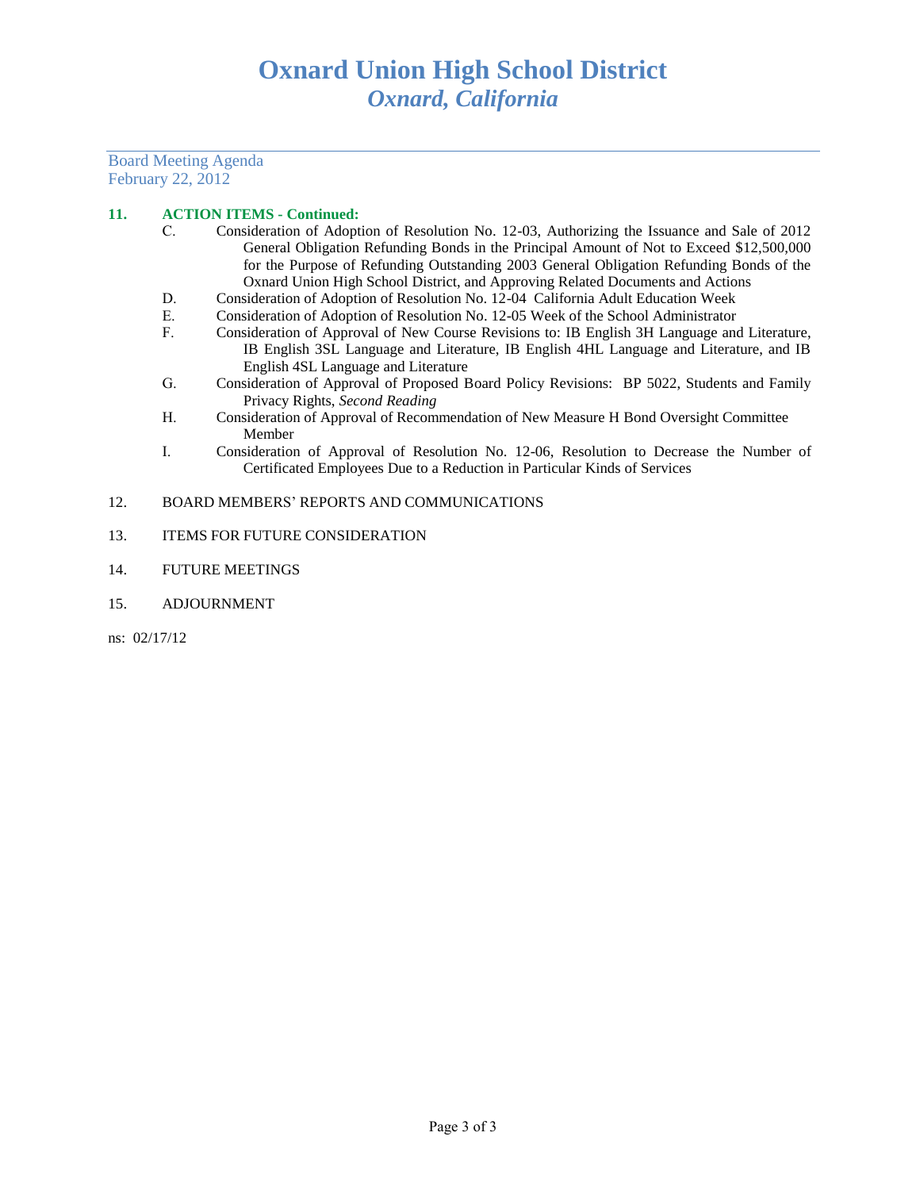# Oxnard Union High School District
## *Oxnard, California*

Board Meeting Agenda
February 22, 2012

**11. ACTION ITEMS - Continued:**

C. Consideration of Adoption of Resolution No. 12-03, Authorizing the Issuance and Sale of 2012 General Obligation Refunding Bonds in the Principal Amount of Not to Exceed $12,500,000 for the Purpose of Refunding Outstanding 2003 General Obligation Refunding Bonds of the Oxnard Union High School District, and Approving Related Documents and Actions

D. Consideration of Adoption of Resolution No. 12-04 California Adult Education Week

E. Consideration of Adoption of Resolution No. 12-05 Week of the School Administrator

F. Consideration of Approval of New Course Revisions to: IB English 3H Language and Literature, IB English 3SL Language and Literature, IB English 4HL Language and Literature, and IB English 4SL Language and Literature

G. Consideration of Approval of Proposed Board Policy Revisions: BP 5022, Students and Family Privacy Rights, *Second Reading*

H. Consideration of Approval of Recommendation of New Measure H Bond Oversight Committee Member

I. Consideration of Approval of Resolution No. 12-06, Resolution to Decrease the Number of Certificated Employees Due to a Reduction in Particular Kinds of Services

12. BOARD MEMBERS' REPORTS AND COMMUNICATIONS

13. ITEMS FOR FUTURE CONSIDERATION

14. FUTURE MEETINGS

15. ADJOURNMENT

ns: 02/17/12